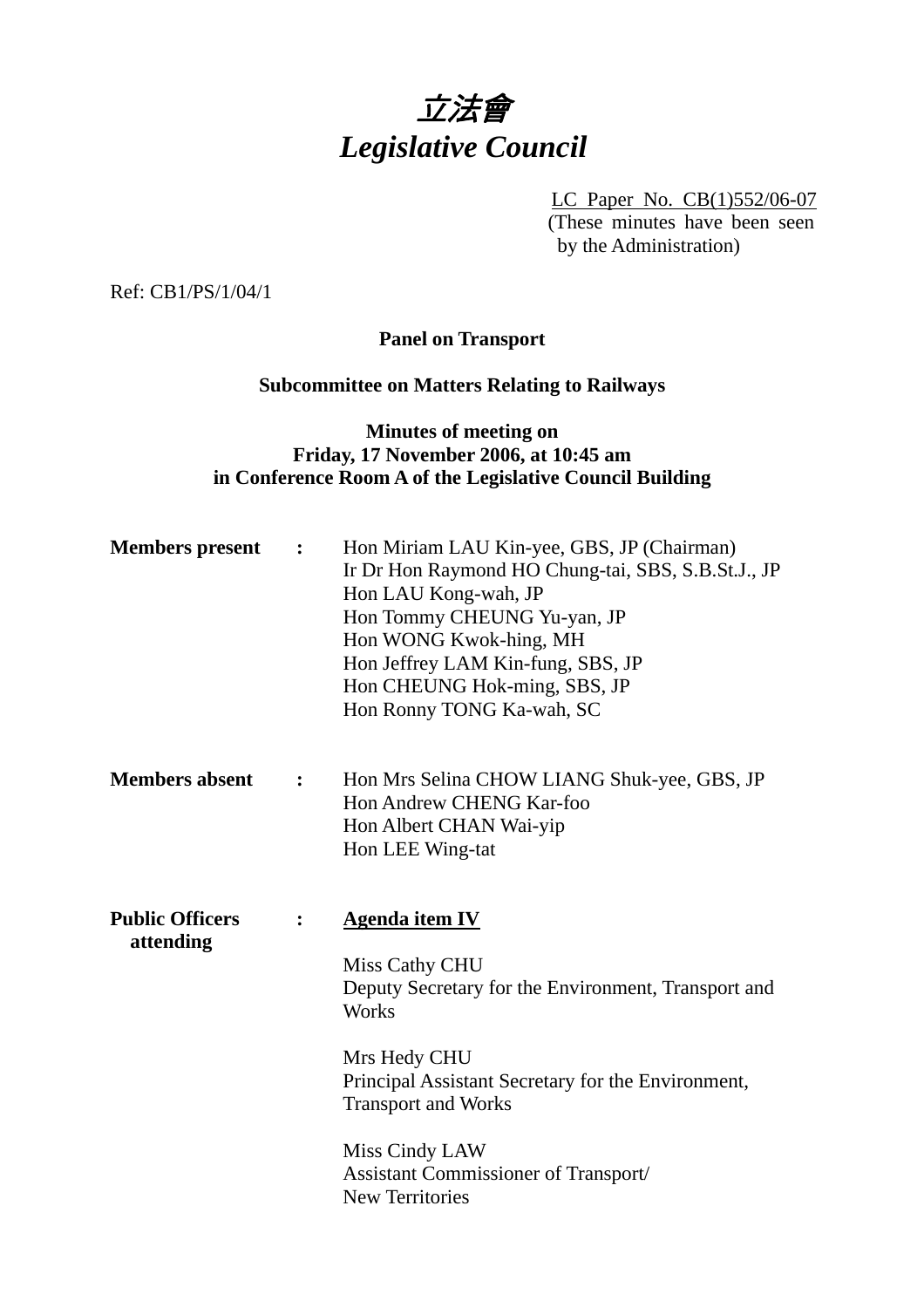# 立法會
# *Legislative Council*

LC Paper No. CB(1)552/06-07
(These minutes have been seen by the Administration)

Ref: CB1/PS/1/04/1

**Panel on Transport**

**Subcommittee on Matters Relating to Railways**

**Minutes of meeting on**
**Friday, 17 November 2006, at 10:45 am**
**in Conference Room A of the Legislative Council Building**

**Members present** : Hon Miriam LAU Kin-yee, GBS, JP (Chairman)
Ir Dr Hon Raymond HO Chung-tai, SBS, S.B.St.J., JP
Hon LAU Kong-wah, JP
Hon Tommy CHEUNG Yu-yan, JP
Hon WONG Kwok-hing, MH
Hon Jeffrey LAM Kin-fung, SBS, JP
Hon CHEUNG Hok-ming, SBS, JP
Hon Ronny TONG Ka-wah, SC

**Members absent** : Hon Mrs Selina CHOW LIANG Shuk-yee, GBS, JP
Hon Andrew CHENG Kar-foo
Hon Albert CHAN Wai-yip
Hon LEE Wing-tat

**Public Officers attending** : **Agenda item IV**

Miss Cathy CHU
Deputy Secretary for the Environment, Transport and Works

Mrs Hedy CHU
Principal Assistant Secretary for the Environment, Transport and Works

Miss Cindy LAW
Assistant Commissioner of Transport/
New Territories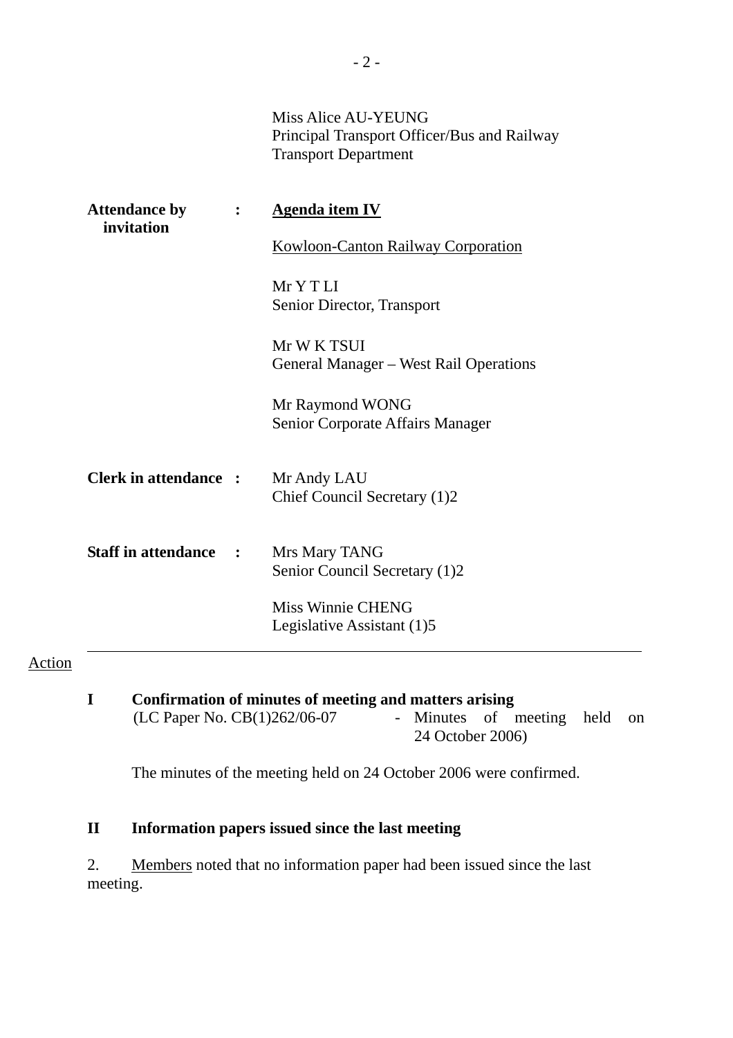Miss Alice AU-YEUNG
Principal Transport Officer/Bus and Railway
Transport Department

**Attendance by invitation :** <u>**Agenda item IV**</u>

<u>Kowloon-Canton Railway Corporation</u>

Mr Y T LI
Senior Director, Transport

Mr W K TSUI
General Manager – West Rail Operations

Mr Raymond WONG
Senior Corporate Affairs Manager

**Clerk in attendance :** Mr Andy LAU
Chief Council Secretary (1)2

**Staff in attendance :** Mrs Mary TANG
Senior Council Secretary (1)2

Miss Winnie CHENG
Legislative Assistant (1)5

---

<u>Action</u>

**I Confirmation of minutes of meeting and matters arising**
(LC Paper No. CB(1)262/06-07 - Minutes of meeting held on 24 October 2006)

The minutes of the meeting held on 24 October 2006 were confirmed.

**II Information papers issued since the last meeting**

2. <u>Members</u> noted that no information paper had been issued since the last meeting.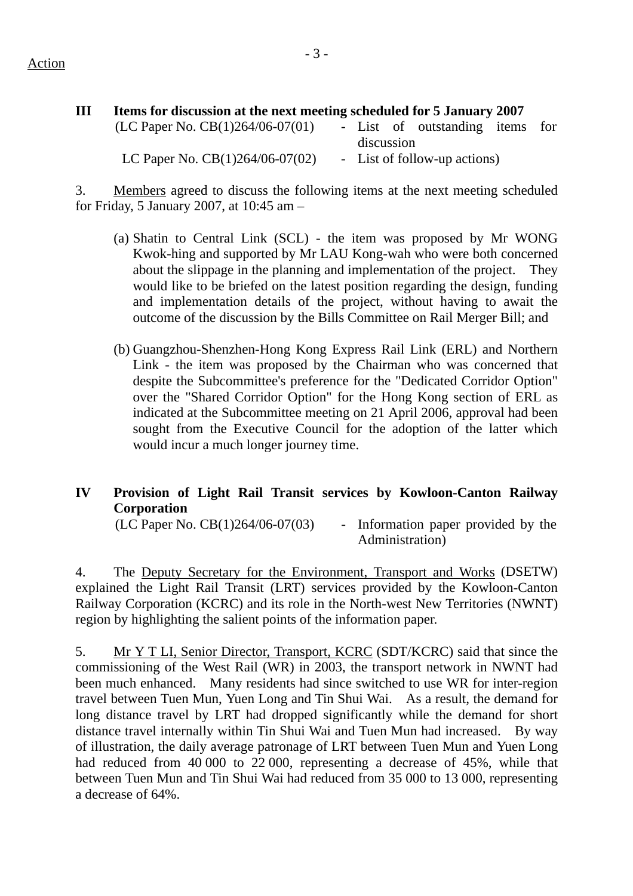Action

## III Items for discussion at the next meeting scheduled for 5 January 2007

(LC Paper No. CB(1)264/06-07(01) - List of outstanding items for discussion

LC Paper No. CB(1)264/06-07(02) - List of follow-up actions)

3. Members agreed to discuss the following items at the next meeting scheduled for Friday, 5 January 2007, at 10:45 am –

(a) Shatin to Central Link (SCL) - the item was proposed by Mr WONG Kwok-hing and supported by Mr LAU Kong-wah who were both concerned about the slippage in the planning and implementation of the project. They would like to be briefed on the latest position regarding the design, funding and implementation details of the project, without having to await the outcome of the discussion by the Bills Committee on Rail Merger Bill; and

(b) Guangzhou-Shenzhen-Hong Kong Express Rail Link (ERL) and Northern Link - the item was proposed by the Chairman who was concerned that despite the Subcommittee's preference for the "Dedicated Corridor Option" over the "Shared Corridor Option" for the Hong Kong section of ERL as indicated at the Subcommittee meeting on 21 April 2006, approval had been sought from the Executive Council for the adoption of the latter which would incur a much longer journey time.

## IV Provision of Light Rail Transit services by Kowloon-Canton Railway Corporation

(LC Paper No. CB(1)264/06-07(03) - Information paper provided by the Administration)

4. The Deputy Secretary for the Environment, Transport and Works (DSETW) explained the Light Rail Transit (LRT) services provided by the Kowloon-Canton Railway Corporation (KCRC) and its role in the North-west New Territories (NWNT) region by highlighting the salient points of the information paper.

5. Mr Y T LI, Senior Director, Transport, KCRC (SDT/KCRC) said that since the commissioning of the West Rail (WR) in 2003, the transport network in NWNT had been much enhanced. Many residents had since switched to use WR for inter-region travel between Tuen Mun, Yuen Long and Tin Shui Wai. As a result, the demand for long distance travel by LRT had dropped significantly while the demand for short distance travel internally within Tin Shui Wai and Tuen Mun had increased. By way of illustration, the daily average patronage of LRT between Tuen Mun and Yuen Long had reduced from 40 000 to 22 000, representing a decrease of 45%, while that between Tuen Mun and Tin Shui Wai had reduced from 35 000 to 13 000, representing a decrease of 64%.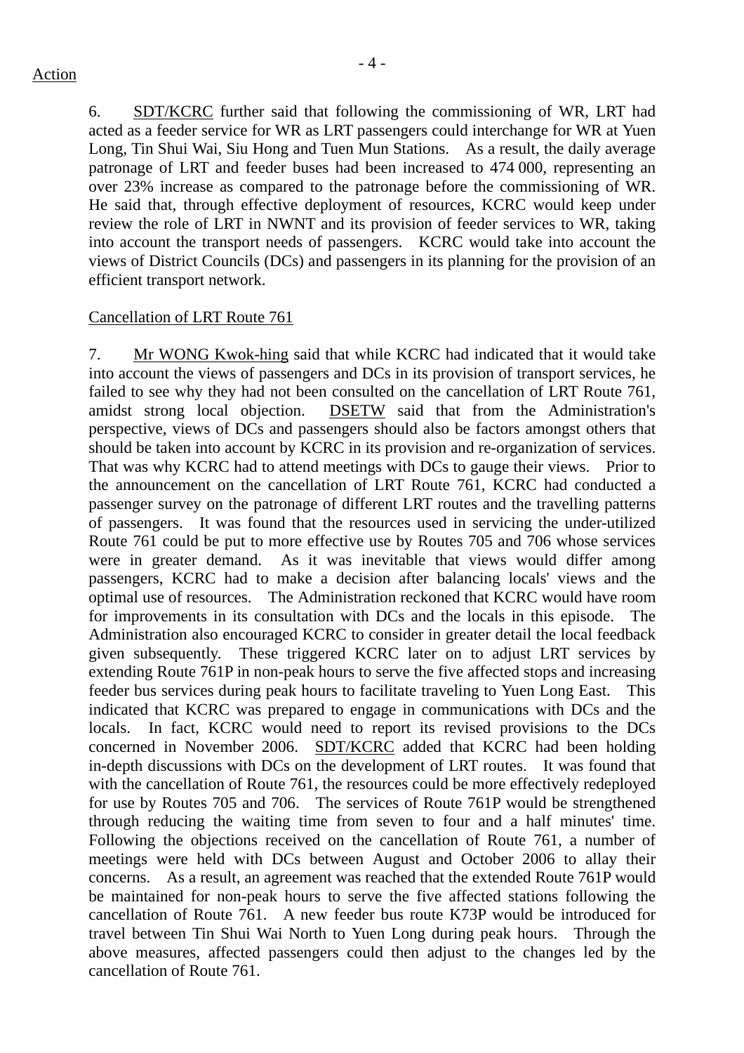Action

6. SDT/KCRC further said that following the commissioning of WR, LRT had acted as a feeder service for WR as LRT passengers could interchange for WR at Yuen Long, Tin Shui Wai, Siu Hong and Tuen Mun Stations. As a result, the daily average patronage of LRT and feeder buses had been increased to 474 000, representing an over 23% increase as compared to the patronage before the commissioning of WR. He said that, through effective deployment of resources, KCRC would keep under review the role of LRT in NWNT and its provision of feeder services to WR, taking into account the transport needs of passengers. KCRC would take into account the views of District Councils (DCs) and passengers in its planning for the provision of an efficient transport network.

Cancellation of LRT Route 761

7. Mr WONG Kwok-hing said that while KCRC had indicated that it would take into account the views of passengers and DCs in its provision of transport services, he failed to see why they had not been consulted on the cancellation of LRT Route 761, amidst strong local objection. DSETW said that from the Administration's perspective, views of DCs and passengers should also be factors amongst others that should be taken into account by KCRC in its provision and re-organization of services. That was why KCRC had to attend meetings with DCs to gauge their views. Prior to the announcement on the cancellation of LRT Route 761, KCRC had conducted a passenger survey on the patronage of different LRT routes and the travelling patterns of passengers. It was found that the resources used in servicing the under-utilized Route 761 could be put to more effective use by Routes 705 and 706 whose services were in greater demand. As it was inevitable that views would differ among passengers, KCRC had to make a decision after balancing locals' views and the optimal use of resources. The Administration reckoned that KCRC would have room for improvements in its consultation with DCs and the locals in this episode. The Administration also encouraged KCRC to consider in greater detail the local feedback given subsequently. These triggered KCRC later on to adjust LRT services by extending Route 761P in non-peak hours to serve the five affected stops and increasing feeder bus services during peak hours to facilitate traveling to Yuen Long East. This indicated that KCRC was prepared to engage in communications with DCs and the locals. In fact, KCRC would need to report its revised provisions to the DCs concerned in November 2006. SDT/KCRC added that KCRC had been holding in-depth discussions with DCs on the development of LRT routes. It was found that with the cancellation of Route 761, the resources could be more effectively redeployed for use by Routes 705 and 706. The services of Route 761P would be strengthened through reducing the waiting time from seven to four and a half minutes' time. Following the objections received on the cancellation of Route 761, a number of meetings were held with DCs between August and October 2006 to allay their concerns. As a result, an agreement was reached that the extended Route 761P would be maintained for non-peak hours to serve the five affected stations following the cancellation of Route 761. A new feeder bus route K73P would be introduced for travel between Tin Shui Wai North to Yuen Long during peak hours. Through the above measures, affected passengers could then adjust to the changes led by the cancellation of Route 761.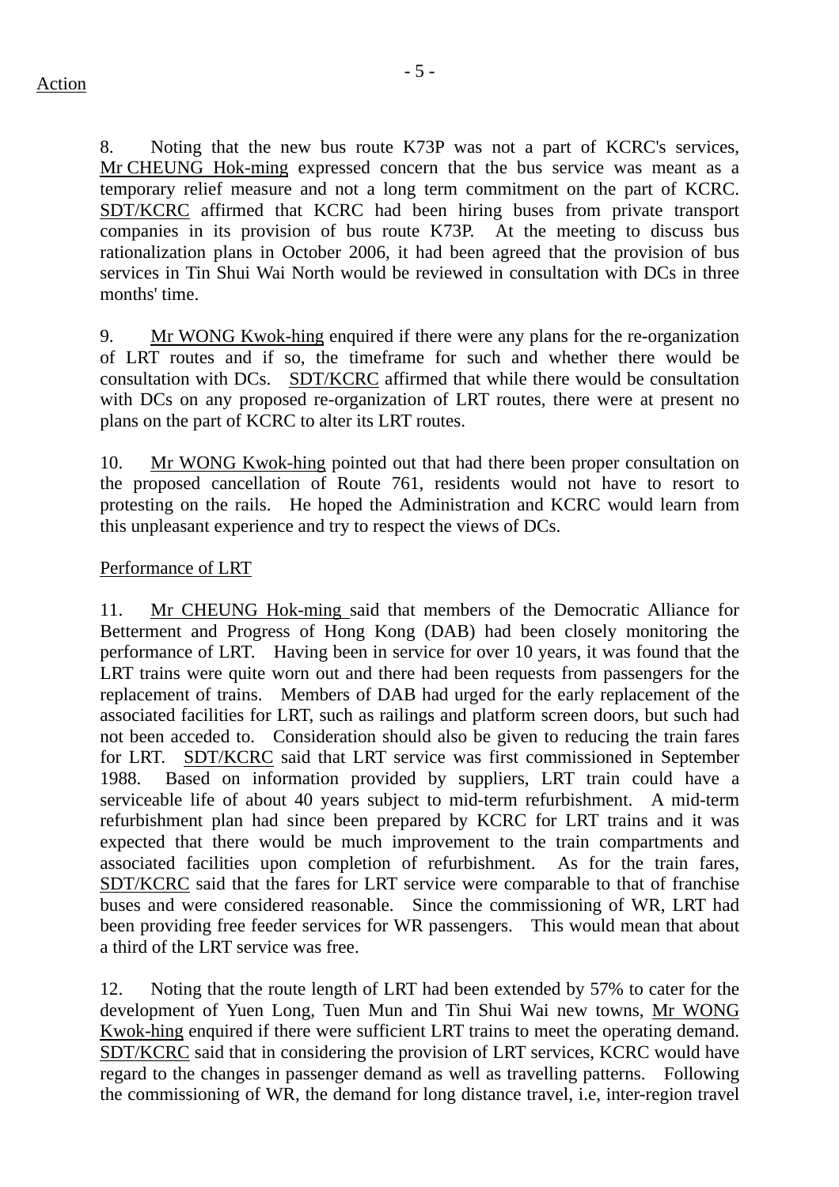Action

8. Noting that the new bus route K73P was not a part of KCRC's services, Mr CHEUNG Hok-ming expressed concern that the bus service was meant as a temporary relief measure and not a long term commitment on the part of KCRC. SDT/KCRC affirmed that KCRC had been hiring buses from private transport companies in its provision of bus route K73P. At the meeting to discuss bus rationalization plans in October 2006, it had been agreed that the provision of bus services in Tin Shui Wai North would be reviewed in consultation with DCs in three months' time.

9. Mr WONG Kwok-hing enquired if there were any plans for the re-organization of LRT routes and if so, the timeframe for such and whether there would be consultation with DCs. SDT/KCRC affirmed that while there would be consultation with DCs on any proposed re-organization of LRT routes, there were at present no plans on the part of KCRC to alter its LRT routes.

10. Mr WONG Kwok-hing pointed out that had there been proper consultation on the proposed cancellation of Route 761, residents would not have to resort to protesting on the rails. He hoped the Administration and KCRC would learn from this unpleasant experience and try to respect the views of DCs.

Performance of LRT

11. Mr CHEUNG Hok-ming said that members of the Democratic Alliance for Betterment and Progress of Hong Kong (DAB) had been closely monitoring the performance of LRT. Having been in service for over 10 years, it was found that the LRT trains were quite worn out and there had been requests from passengers for the replacement of trains. Members of DAB had urged for the early replacement of the associated facilities for LRT, such as railings and platform screen doors, but such had not been acceded to. Consideration should also be given to reducing the train fares for LRT. SDT/KCRC said that LRT service was first commissioned in September 1988. Based on information provided by suppliers, LRT train could have a serviceable life of about 40 years subject to mid-term refurbishment. A mid-term refurbishment plan had since been prepared by KCRC for LRT trains and it was expected that there would be much improvement to the train compartments and associated facilities upon completion of refurbishment. As for the train fares, SDT/KCRC said that the fares for LRT service were comparable to that of franchise buses and were considered reasonable. Since the commissioning of WR, LRT had been providing free feeder services for WR passengers. This would mean that about a third of the LRT service was free.

12. Noting that the route length of LRT had been extended by 57% to cater for the development of Yuen Long, Tuen Mun and Tin Shui Wai new towns, Mr WONG Kwok-hing enquired if there were sufficient LRT trains to meet the operating demand. SDT/KCRC said that in considering the provision of LRT services, KCRC would have regard to the changes in passenger demand as well as travelling patterns. Following the commissioning of WR, the demand for long distance travel, i.e, inter-region travel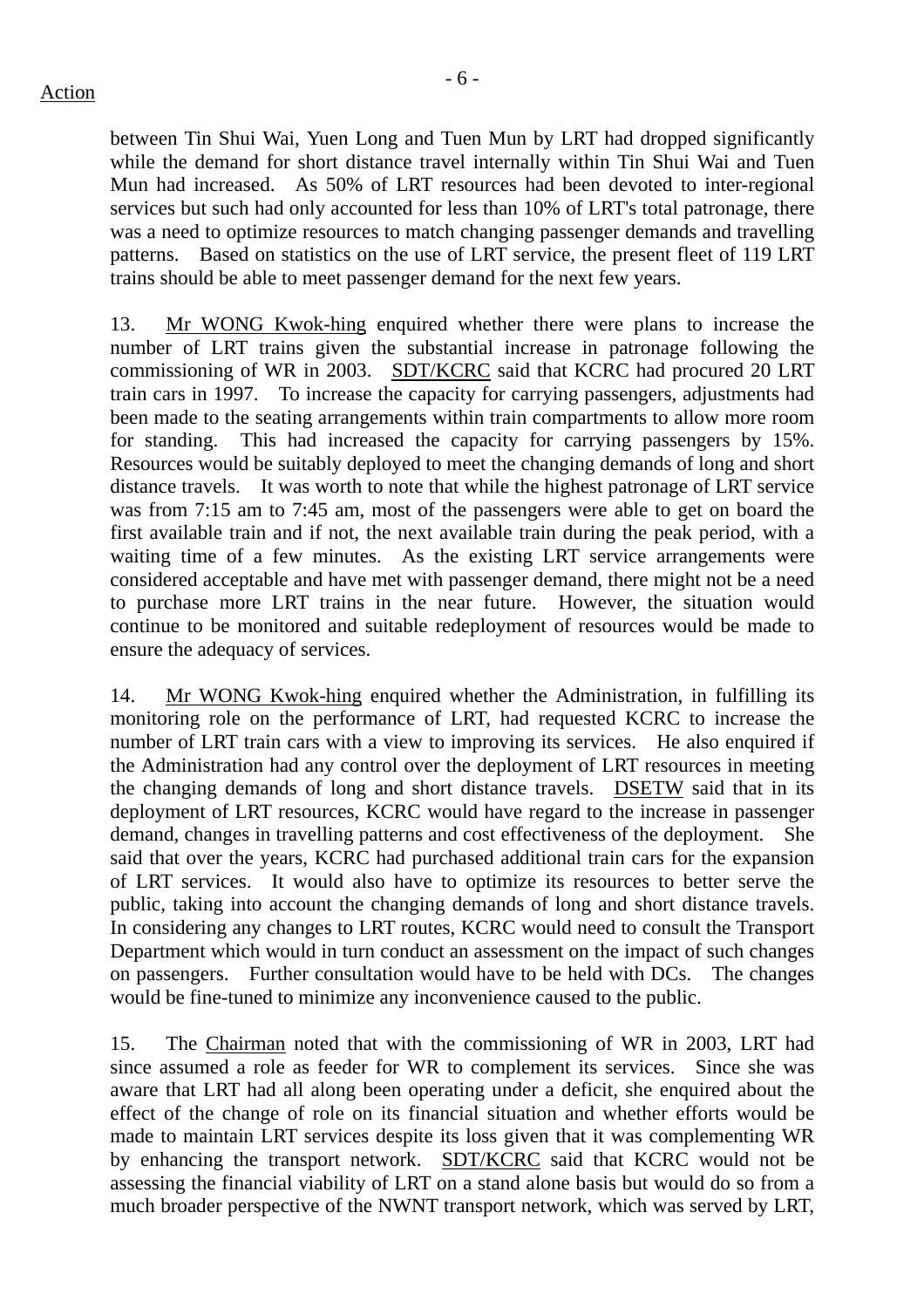between Tin Shui Wai, Yuen Long and Tuen Mun by LRT had dropped significantly while the demand for short distance travel internally within Tin Shui Wai and Tuen Mun had increased. As 50% of LRT resources had been devoted to inter-regional services but such had only accounted for less than 10% of LRT's total patronage, there was a need to optimize resources to match changing passenger demands and travelling patterns. Based on statistics on the use of LRT service, the present fleet of 119 LRT trains should be able to meet passenger demand for the next few years.

13. Mr WONG Kwok-hing enquired whether there were plans to increase the number of LRT trains given the substantial increase in patronage following the commissioning of WR in 2003. SDT/KCRC said that KCRC had procured 20 LRT train cars in 1997. To increase the capacity for carrying passengers, adjustments had been made to the seating arrangements within train compartments to allow more room for standing. This had increased the capacity for carrying passengers by 15%. Resources would be suitably deployed to meet the changing demands of long and short distance travels. It was worth to note that while the highest patronage of LRT service was from 7:15 am to 7:45 am, most of the passengers were able to get on board the first available train and if not, the next available train during the peak period, with a waiting time of a few minutes. As the existing LRT service arrangements were considered acceptable and have met with passenger demand, there might not be a need to purchase more LRT trains in the near future. However, the situation would continue to be monitored and suitable redeployment of resources would be made to ensure the adequacy of services.

14. Mr WONG Kwok-hing enquired whether the Administration, in fulfilling its monitoring role on the performance of LRT, had requested KCRC to increase the number of LRT train cars with a view to improving its services. He also enquired if the Administration had any control over the deployment of LRT resources in meeting the changing demands of long and short distance travels. DSETW said that in its deployment of LRT resources, KCRC would have regard to the increase in passenger demand, changes in travelling patterns and cost effectiveness of the deployment. She said that over the years, KCRC had purchased additional train cars for the expansion of LRT services. It would also have to optimize its resources to better serve the public, taking into account the changing demands of long and short distance travels. In considering any changes to LRT routes, KCRC would need to consult the Transport Department which would in turn conduct an assessment on the impact of such changes on passengers. Further consultation would have to be held with DCs. The changes would be fine-tuned to minimize any inconvenience caused to the public.

15. The Chairman noted that with the commissioning of WR in 2003, LRT had since assumed a role as feeder for WR to complement its services. Since she was aware that LRT had all along been operating under a deficit, she enquired about the effect of the change of role on its financial situation and whether efforts would be made to maintain LRT services despite its loss given that it was complementing WR by enhancing the transport network. SDT/KCRC said that KCRC would not be assessing the financial viability of LRT on a stand alone basis but would do so from a much broader perspective of the NWNT transport network, which was served by LRT,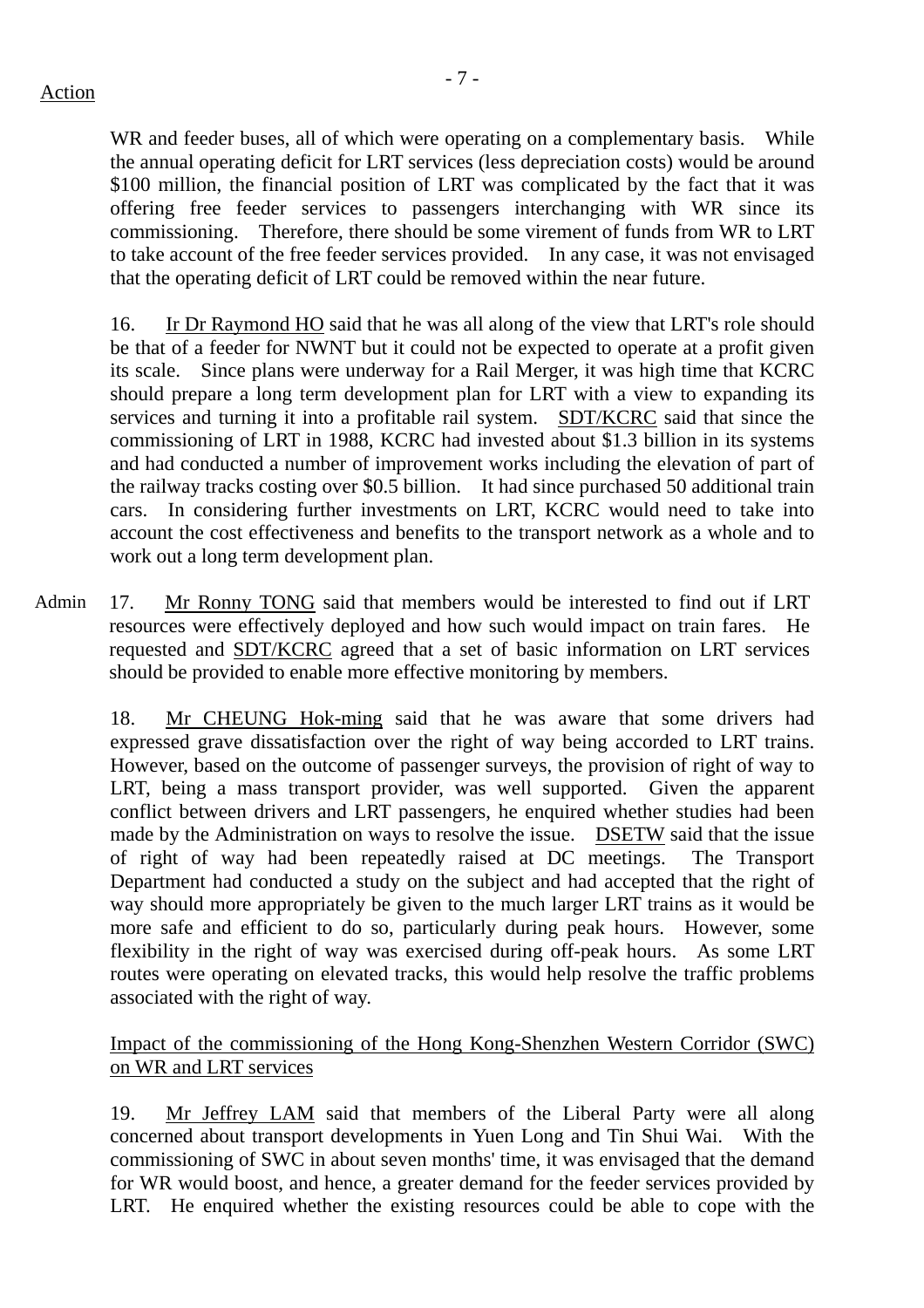Action

WR and feeder buses, all of which were operating on a complementary basis. While the annual operating deficit for LRT services (less depreciation costs) would be around $100 million, the financial position of LRT was complicated by the fact that it was offering free feeder services to passengers interchanging with WR since its commissioning. Therefore, there should be some virement of funds from WR to LRT to take account of the free feeder services provided. In any case, it was not envisaged that the operating deficit of LRT could be removed within the near future.

16. Ir Dr Raymond HO said that he was all along of the view that LRT's role should be that of a feeder for NWNT but it could not be expected to operate at a profit given its scale. Since plans were underway for a Rail Merger, it was high time that KCRC should prepare a long term development plan for LRT with a view to expanding its services and turning it into a profitable rail system. SDT/KCRC said that since the commissioning of LRT in 1988, KCRC had invested about $1.3 billion in its systems and had conducted a number of improvement works including the elevation of part of the railway tracks costing over $0.5 billion. It had since purchased 50 additional train cars. In considering further investments on LRT, KCRC would need to take into account the cost effectiveness and benefits to the transport network as a whole and to work out a long term development plan.

Admin

17. Mr Ronny TONG said that members would be interested to find out if LRT resources were effectively deployed and how such would impact on train fares. He requested and SDT/KCRC agreed that a set of basic information on LRT services should be provided to enable more effective monitoring by members.

18. Mr CHEUNG Hok-ming said that he was aware that some drivers had expressed grave dissatisfaction over the right of way being accorded to LRT trains. However, based on the outcome of passenger surveys, the provision of right of way to LRT, being a mass transport provider, was well supported. Given the apparent conflict between drivers and LRT passengers, he enquired whether studies had been made by the Administration on ways to resolve the issue. DSETW said that the issue of right of way had been repeatedly raised at DC meetings. The Transport Department had conducted a study on the subject and had accepted that the right of way should more appropriately be given to the much larger LRT trains as it would be more safe and efficient to do so, particularly during peak hours. However, some flexibility in the right of way was exercised during off-peak hours. As some LRT routes were operating on elevated tracks, this would help resolve the traffic problems associated with the right of way.

Impact of the commissioning of the Hong Kong-Shenzhen Western Corridor (SWC) on WR and LRT services

19. Mr Jeffrey LAM said that members of the Liberal Party were all along concerned about transport developments in Yuen Long and Tin Shui Wai. With the commissioning of SWC in about seven months' time, it was envisaged that the demand for WR would boost, and hence, a greater demand for the feeder services provided by LRT. He enquired whether the existing resources could be able to cope with the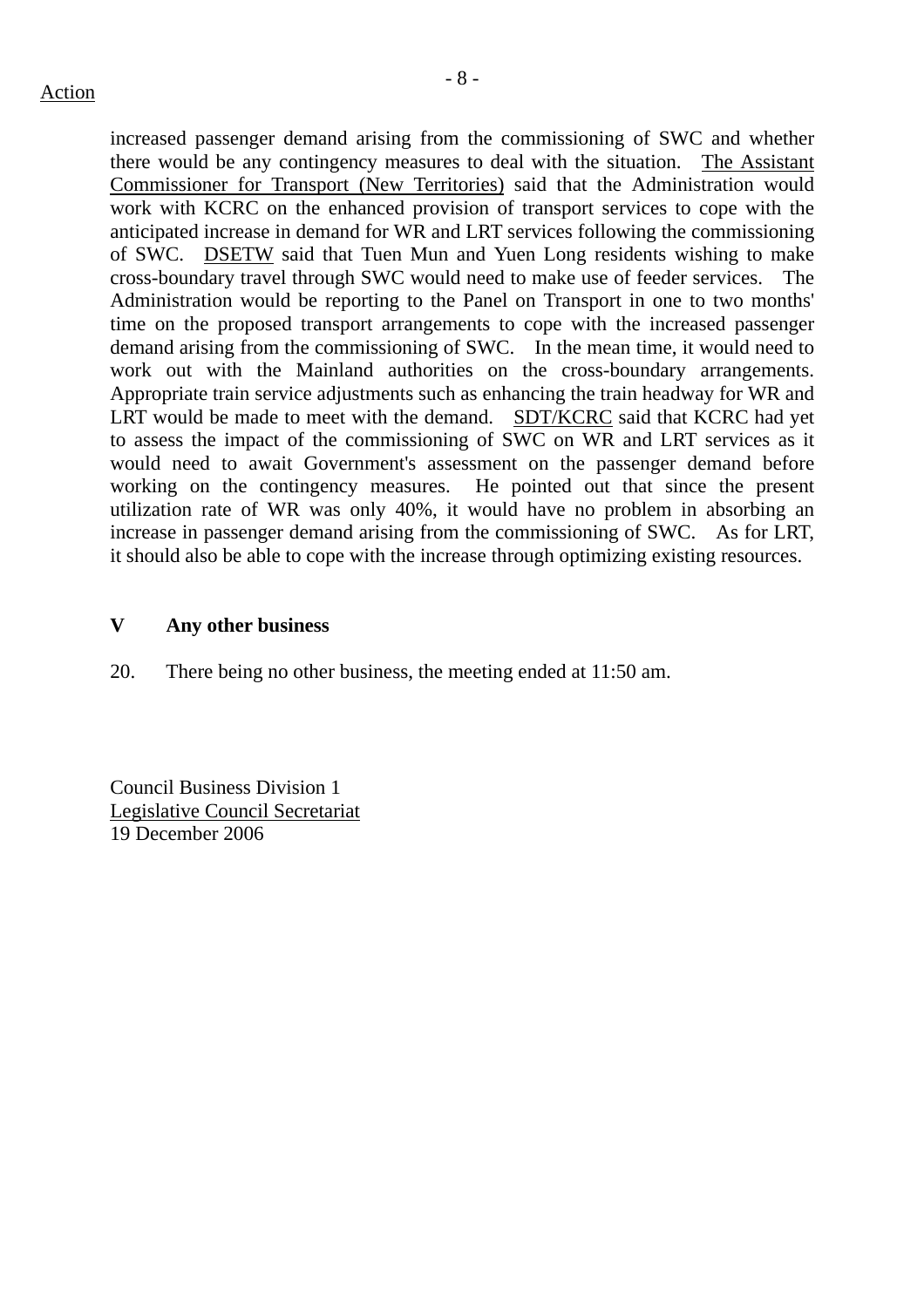Action

increased passenger demand arising from the commissioning of SWC and whether there would be any contingency measures to deal with the situation. The Assistant Commissioner for Transport (New Territories) said that the Administration would work with KCRC on the enhanced provision of transport services to cope with the anticipated increase in demand for WR and LRT services following the commissioning of SWC. DSETW said that Tuen Mun and Yuen Long residents wishing to make cross-boundary travel through SWC would need to make use of feeder services. The Administration would be reporting to the Panel on Transport in one to two months' time on the proposed transport arrangements to cope with the increased passenger demand arising from the commissioning of SWC. In the mean time, it would need to work out with the Mainland authorities on the cross-boundary arrangements. Appropriate train service adjustments such as enhancing the train headway for WR and LRT would be made to meet with the demand. SDT/KCRC said that KCRC had yet to assess the impact of the commissioning of SWC on WR and LRT services as it would need to await Government's assessment on the passenger demand before working on the contingency measures. He pointed out that since the present utilization rate of WR was only 40%, it would have no problem in absorbing an increase in passenger demand arising from the commissioning of SWC. As for LRT, it should also be able to cope with the increase through optimizing existing resources.

## V Any other business

20. There being no other business, the meeting ended at 11:50 am.

Council Business Division 1
Legislative Council Secretariat
19 December 2006